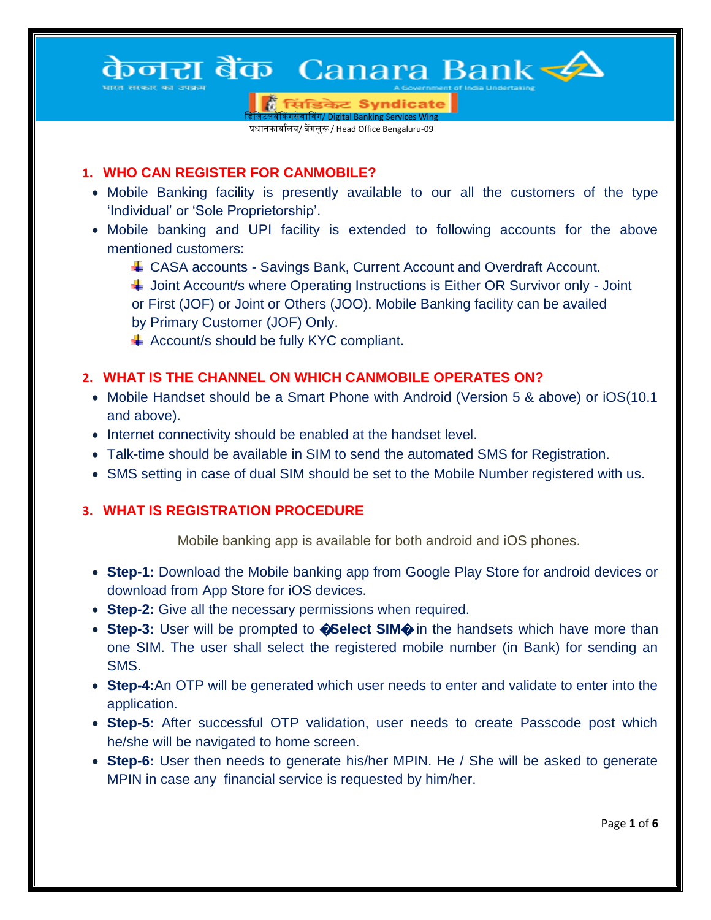केनरा बैंक Canara Bank

भारत सरकार का उपक्रम — A Government of India Undertaking

सिंडिकेट Syndicate

डिजिटलबैंकिंगसेवाविंग/ Digital Banking Services Wing

प्रधानकार्यालय/ बेंगलुरु / Head Office Bengaluru-09

## 1. WHO CAN REGISTER FOR CANMOBILE?

- Mobile Banking facility is presently available to our all the customers of the type 'Individual' or 'Sole Proprietorship'.
- Mobile banking and UPI facility is extended to following accounts for the above mentioned customers:
  - CASA accounts - Savings Bank, Current Account and Overdraft Account.
  - Joint Account/s where Operating Instructions is Either OR Survivor only - Joint or First (JOF) or Joint or Others (JOO). Mobile Banking facility can be availed by Primary Customer (JOF) Only.
  - Account/s should be fully KYC compliant.

## 2. WHAT IS THE CHANNEL ON WHICH CANMOBILE OPERATES ON?

- Mobile Handset should be a Smart Phone with Android (Version 5 & above) or iOS(10.1 and above).
- Internet connectivity should be enabled at the handset level.
- Talk-time should be available in SIM to send the automated SMS for Registration.
- SMS setting in case of dual SIM should be set to the Mobile Number registered with us.

## 3. WHAT IS REGISTRATION PROCEDURE

Mobile banking app is available for both android and iOS phones.

- **Step-1:** Download the Mobile banking app from Google Play Store for android devices or download from App Store for iOS devices.
- **Step-2:** Give all the necessary permissions when required.
- **Step-3:** User will be prompted to **�Select SIM�** in the handsets which have more than one SIM. The user shall select the registered mobile number (in Bank) for sending an SMS.
- **Step-4:**An OTP will be generated which user needs to enter and validate to enter into the application.
- **Step-5:** After successful OTP validation, user needs to create Passcode post which he/she will be navigated to home screen.
- **Step-6:** User then needs to generate his/her MPIN. He / She will be asked to generate MPIN in case any financial service is requested by him/her.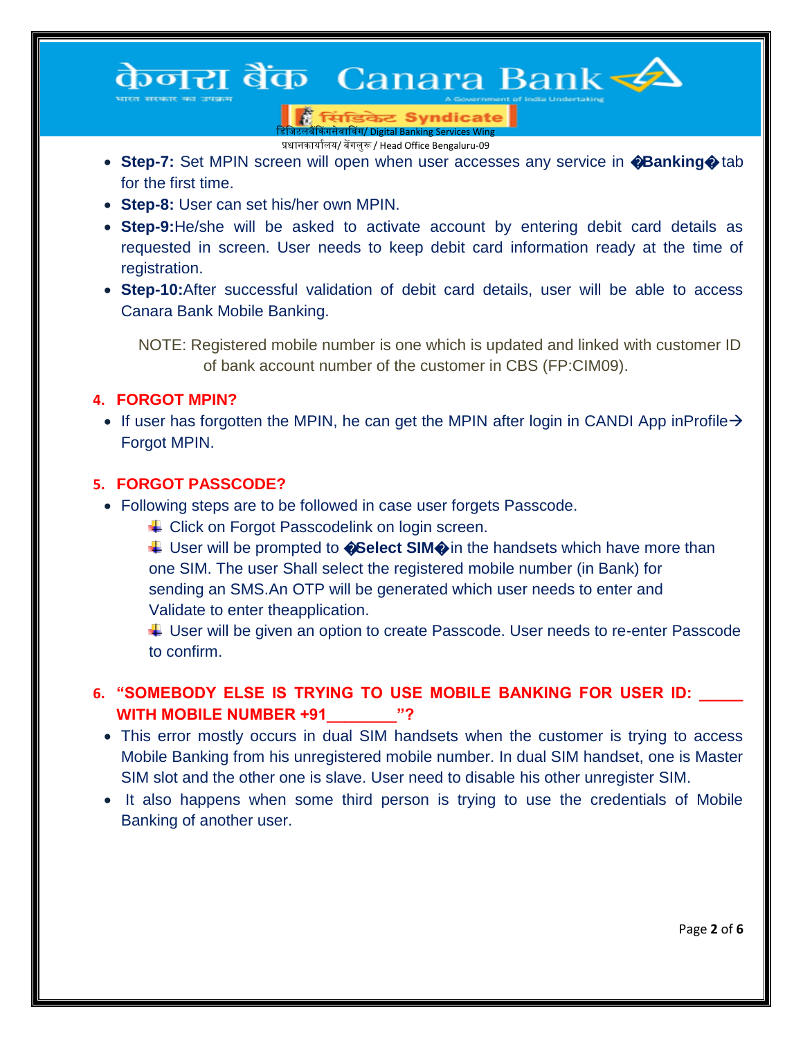- **Step-7:** Set MPIN screen will open when user accesses any service in �**Banking**� tab for the first time.
- **Step-8:** User can set his/her own MPIN.
- **Step-9:**He/she will be asked to activate account by entering debit card details as requested in screen. User needs to keep debit card information ready at the time of registration.
- **Step-10:**After successful validation of debit card details, user will be able to access Canara Bank Mobile Banking.

NOTE: Registered mobile number is one which is updated and linked with customer ID of bank account number of the customer in CBS (FP:CIM09).

## 4. FORGOT MPIN?

- If user has forgotten the MPIN, he can get the MPIN after login in CANDI App inProfile→ Forgot MPIN.

## 5. FORGOT PASSCODE?

- Following steps are to be followed in case user forgets Passcode.
  - Click on Forgot Passcodelink on login screen.
  - User will be prompted to �**Select SIM**�in the handsets which have more than one SIM. The user Shall select the registered mobile number (in Bank) for sending an SMS.An OTP will be generated which user needs to enter and Validate to enter theapplication.
  - User will be given an option to create Passcode. User needs to re-enter Passcode to confirm.

## 6. "SOMEBODY ELSE IS TRYING TO USE MOBILE BANKING FOR USER ID: _____ WITH MOBILE NUMBER +91________"?

- This error mostly occurs in dual SIM handsets when the customer is trying to access Mobile Banking from his unregistered mobile number. In dual SIM handset, one is Master SIM slot and the other one is slave. User need to disable his other unregister SIM.
- It also happens when some third person is trying to use the credentials of Mobile Banking of another user.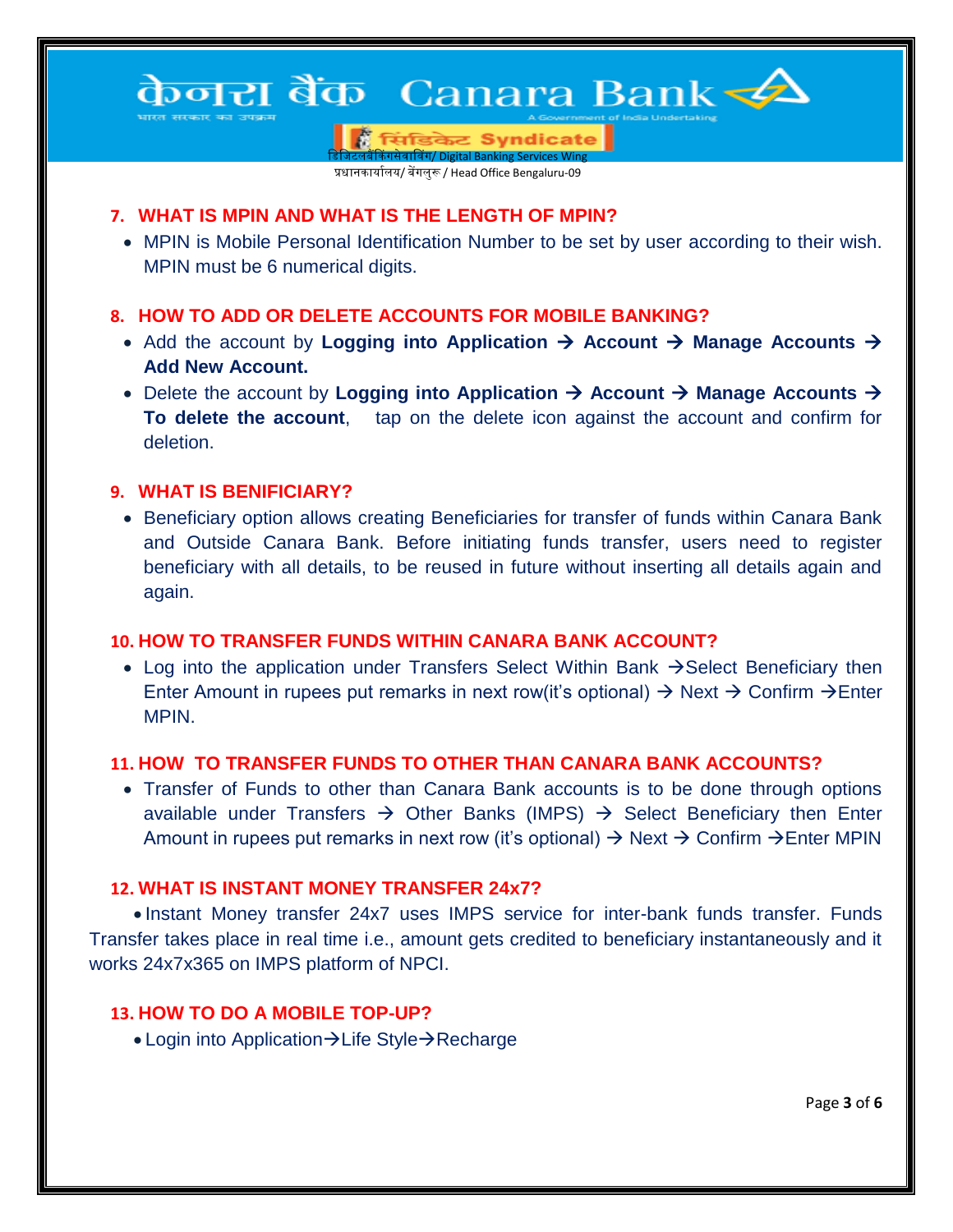## 7. WHAT IS MPIN AND WHAT IS THE LENGTH OF MPIN?

- MPIN is Mobile Personal Identification Number to be set by user according to their wish. MPIN must be 6 numerical digits.

## 8. HOW TO ADD OR DELETE ACCOUNTS FOR MOBILE BANKING?

- Add the account by **Logging into Application → Account → Manage Accounts → Add New Account.**
- Delete the account by **Logging into Application → Account → Manage Accounts → To delete the account**, tap on the delete icon against the account and confirm for deletion.

## 9. WHAT IS BENIFICIARY?

- Beneficiary option allows creating Beneficiaries for transfer of funds within Canara Bank and Outside Canara Bank. Before initiating funds transfer, users need to register beneficiary with all details, to be reused in future without inserting all details again and again.

## 10. HOW TO TRANSFER FUNDS WITHIN CANARA BANK ACCOUNT?

- Log into the application under Transfers Select Within Bank →Select Beneficiary then Enter Amount in rupees put remarks in next row(it's optional) → Next → Confirm →Enter MPIN.

## 11. HOW TO TRANSFER FUNDS TO OTHER THAN CANARA BANK ACCOUNTS?

- Transfer of Funds to other than Canara Bank accounts is to be done through options available under Transfers → Other Banks (IMPS) → Select Beneficiary then Enter Amount in rupees put remarks in next row (it's optional) → Next → Confirm →Enter MPIN

## 12. WHAT IS INSTANT MONEY TRANSFER 24x7?

- Instant Money transfer 24x7 uses IMPS service for inter-bank funds transfer. Funds Transfer takes place in real time i.e., amount gets credited to beneficiary instantaneously and it works 24x7x365 on IMPS platform of NPCI.

## 13. HOW TO DO A MOBILE TOP-UP?

- Login into Application→Life Style→Recharge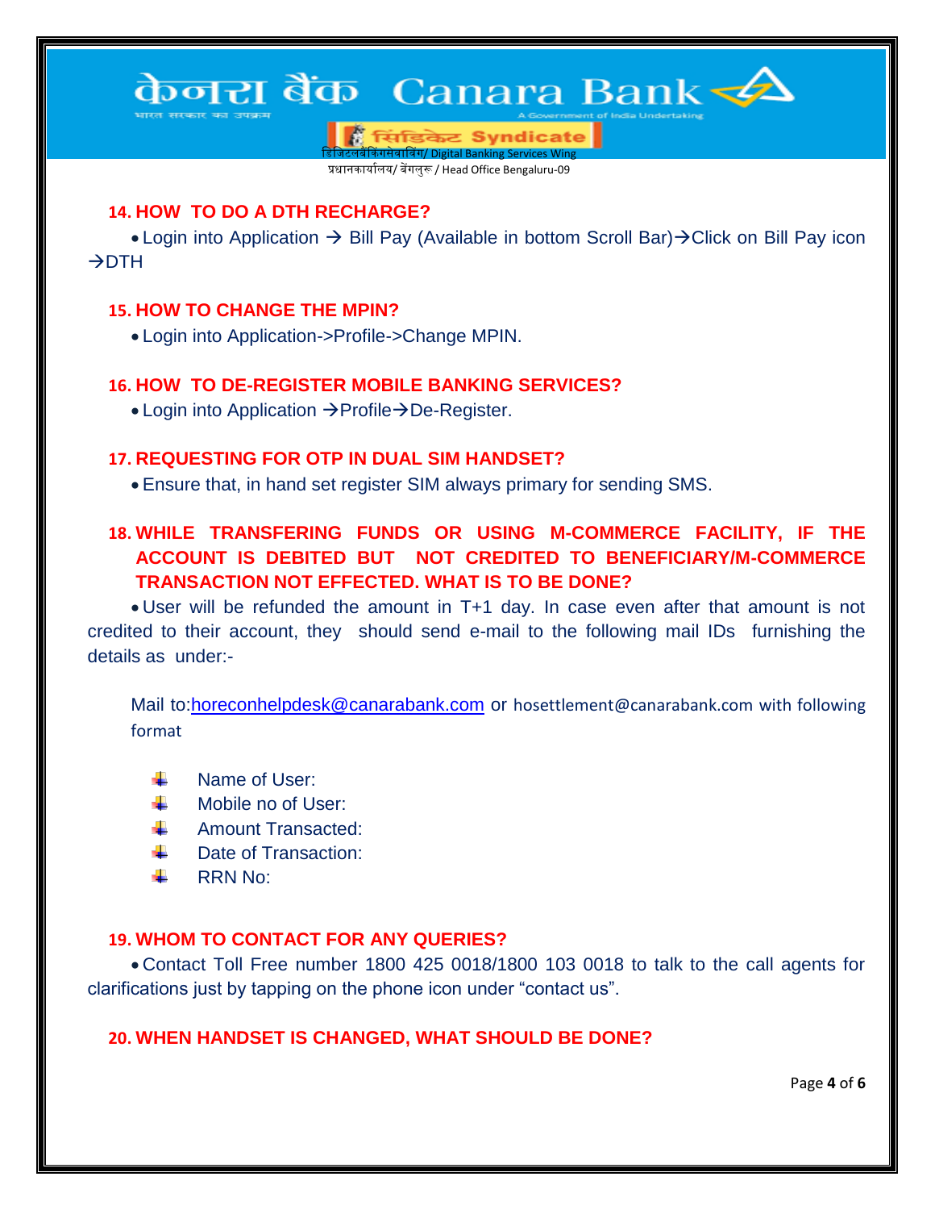## 14. HOW TO DO A DTH RECHARGE?

- Login into Application → Bill Pay (Available in bottom Scroll Bar)→Click on Bill Pay icon →DTH

## 15. HOW TO CHANGE THE MPIN?

- Login into Application->Profile->Change MPIN.

## 16. HOW TO DE-REGISTER MOBILE BANKING SERVICES?

- Login into Application →Profile→De-Register.

## 17. REQUESTING FOR OTP IN DUAL SIM HANDSET?

- Ensure that, in hand set register SIM always primary for sending SMS.

## 18. WHILE TRANSFERING FUNDS OR USING M-COMMERCE FACILITY, IF THE ACCOUNT IS DEBITED BUT NOT CREDITED TO BENEFICIARY/M-COMMERCE TRANSACTION NOT EFFECTED. WHAT IS TO BE DONE?

- User will be refunded the amount in T+1 day. In case even after that amount is not credited to their account, they should send e-mail to the following mail IDs furnishing the details as under:-

Mail to:horeconhelpdesk@canarabank.com or hosettlement@canarabank.com with following format

- Name of User:
- Mobile no of User:
- Amount Transacted:
- Date of Transaction:
- RRN No:

## 19. WHOM TO CONTACT FOR ANY QUERIES?

- Contact Toll Free number 1800 425 0018/1800 103 0018 to talk to the call agents for clarifications just by tapping on the phone icon under “contact us”.

## 20. WHEN HANDSET IS CHANGED, WHAT SHOULD BE DONE?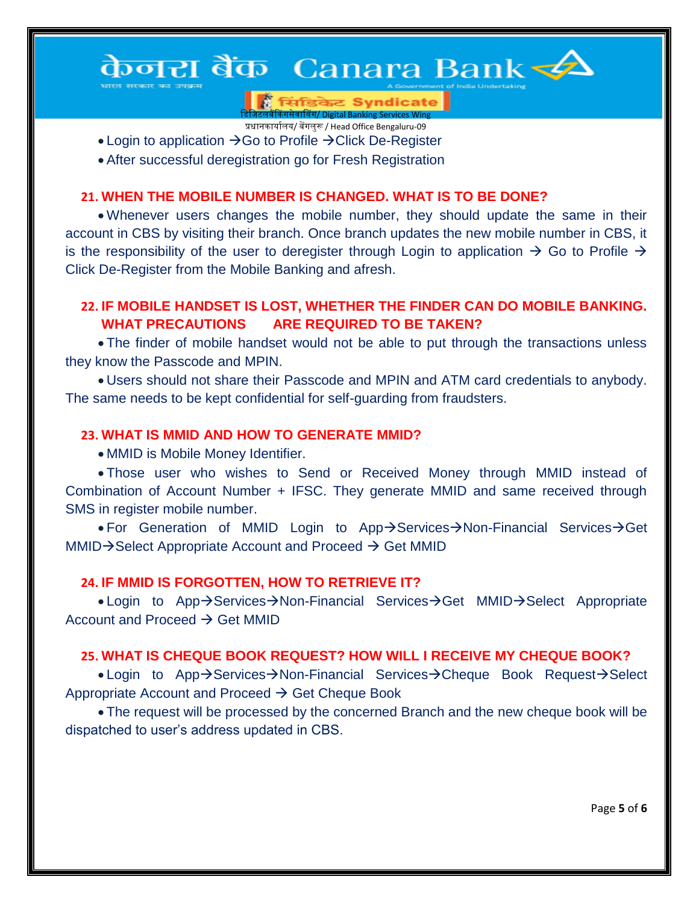- Login to application →Go to Profile →Click De-Register
- After successful deregistration go for Fresh Registration

**21. WHEN THE MOBILE NUMBER IS CHANGED. WHAT IS TO BE DONE?**

- Whenever users changes the mobile number, they should update the same in their account in CBS by visiting their branch. Once branch updates the new mobile number in CBS, it is the responsibility of the user to deregister through Login to application → Go to Profile → Click De-Register from the Mobile Banking and afresh.

**22. IF MOBILE HANDSET IS LOST, WHETHER THE FINDER CAN DO MOBILE BANKING. WHAT PRECAUTIONS ARE REQUIRED TO BE TAKEN?**

- The finder of mobile handset would not be able to put through the transactions unless they know the Passcode and MPIN.
- Users should not share their Passcode and MPIN and ATM card credentials to anybody. The same needs to be kept confidential for self-guarding from fraudsters.

**23. WHAT IS MMID AND HOW TO GENERATE MMID?**

- MMID is Mobile Money Identifier.
- Those user who wishes to Send or Received Money through MMID instead of Combination of Account Number + IFSC. They generate MMID and same received through SMS in register mobile number.
- For Generation of MMID Login to App→Services→Non-Financial Services→Get MMID→Select Appropriate Account and Proceed → Get MMID

**24. IF MMID IS FORGOTTEN, HOW TO RETRIEVE IT?**

- Login to App→Services→Non-Financial Services→Get MMID→Select Appropriate Account and Proceed → Get MMID

**25. WHAT IS CHEQUE BOOK REQUEST? HOW WILL I RECEIVE MY CHEQUE BOOK?**

- Login to App→Services→Non-Financial Services→Cheque Book Request→Select Appropriate Account and Proceed → Get Cheque Book
- The request will be processed by the concerned Branch and the new cheque book will be dispatched to user's address updated in CBS.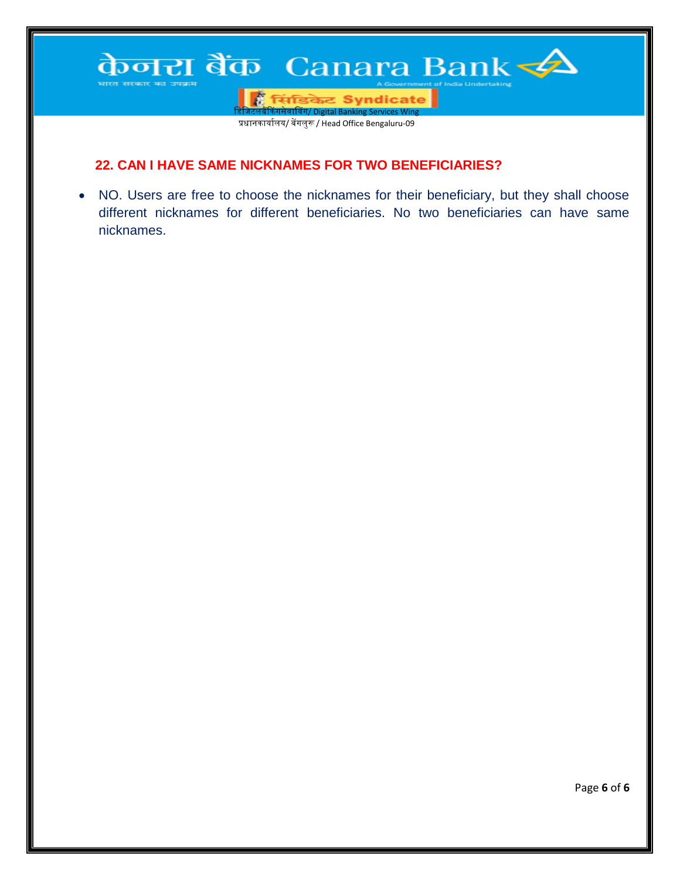## 22. CAN I HAVE SAME NICKNAMES FOR TWO BENEFICIARIES?

- NO. Users are free to choose the nicknames for their beneficiary, but they shall choose different nicknames for different beneficiaries. No two beneficiaries can have same nicknames.